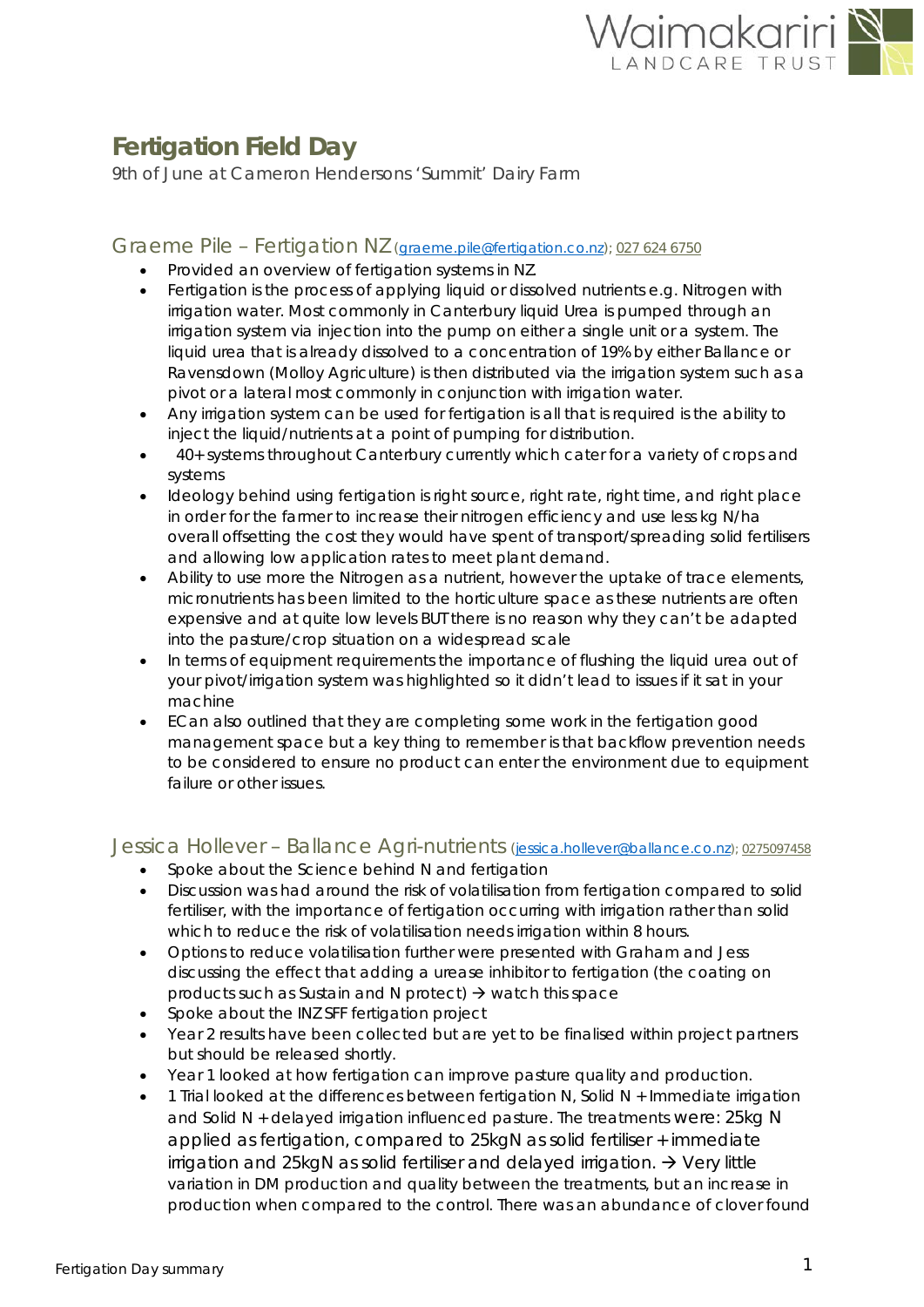# Fertigation Field Day

9th of June at Cameron Hendersons 'Summit' Dairy Farm

## Graeme Pile – Fertigation NZ (graeme.pile@fertigation.co.nz); 027 624 6750

- Provided an overview of fertigation systems in NZ.
- Fertigation is the process of applying liquid or dissolved nutrients e.g. Nitrogen with irrigation water. Most commonly in Canterbury liquid Urea is pumped through an irrigation system via injection into the pump on either a single unit or a system. The liquid urea that is already dissolved to a concentration of 19% by either Ballance or Ravensdown (Molloy Agriculture) is then distributed via the irrigation system such as a pivot or a lateral most commonly in conjunction with irrigation water.
- Any irrigation system can be used for fertigation is all that is required is the ability to inject the liquid/nutrients at a point of pumping for distribution.
- 40+ systems throughout Canterbury currently which cater for a variety of crops and systems
- Ideology behind using fertigation is right source, right rate, right time, and right place in order for the farmer to increase their nitrogen efficiency and use less kg N/ha overall offsetting the cost they would have spent of transport/spreading solid fertilisers and allowing low application rates to meet plant demand.
- Ability to use more the Nitrogen as a nutrient, however the uptake of trace elements, micronutrients has been limited to the horticulture space as these nutrients are often expensive and at quite low levels BUT there is no reason why they can't be adapted into the pasture/crop situation on a widespread scale
- In terms of equipment requirements the importance of flushing the liquid urea out of your pivot/irrigation system was highlighted so it didn't lead to issues if it sat in your machine
- ECan also outlined that they are completing some work in the fertigation good management space but a key thing to remember is that backflow prevention needs to be considered to ensure no product can enter the environment due to equipment failure or other issues.

## Jessica Hollever – Ballance Agri-nutrients (jessica.hollever@ballance.co.nz); 0275097458

- Spoke about the Science behind N and fertigation
- Discussion was had around the risk of volatilisation from fertigation compared to solid fertiliser, with the importance of fertigation occurring with irrigation rather than solid which to reduce the risk of volatilisation needs irrigation within 8 hours.
- Options to reduce volatilisation further were presented with Graham and Jess discussing the effect that adding a urease inhibitor to fertigation (the coating on products such as Sustain and N protect) → watch this space
- Spoke about the INZ SFF fertigation project
- Year 2 results have been collected but are yet to be finalised within project partners but should be released shortly.
- Year 1 looked at how fertigation can improve pasture quality and production.
- 1 Trial looked at the differences between fertigation N, Solid N + Immediate irrigation and Solid N + delayed irrigation influenced pasture. The treatments were: 25kg N applied as fertigation, compared to 25kgN as solid fertiliser + immediate irrigation and 25kgN as solid fertiliser and delayed irrigation. → Very little variation in DM production and quality between the treatments, but an increase in production when compared to the control. There was an abundance of clover found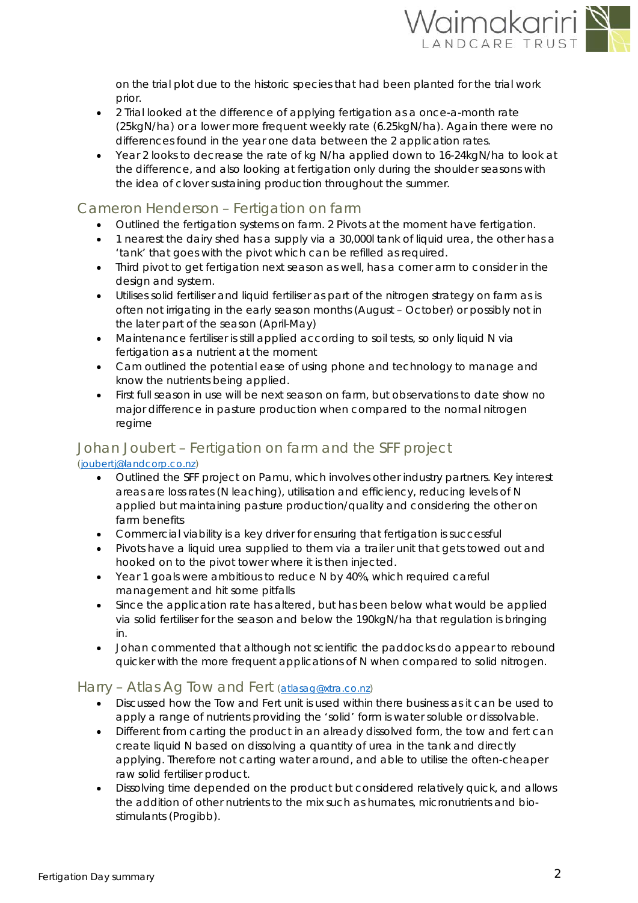on the trial plot due to the historic species that had been planted for the trial work prior.

- 2 Trial looked at the difference of applying fertigation as a once-a-month rate (25kgN/ha) or a lower more frequent weekly rate (6.25kgN/ha). Again there were no differences found in the year one data between the 2 application rates.
- Year 2 looks to decrease the rate of kg N/ha applied down to 16-24kgN/ha to look at the difference, and also looking at fertigation only during the shoulder seasons with the idea of clover sustaining production throughout the summer.

## Cameron Henderson – Fertigation on farm

- Outlined the fertigation systems on farm. 2 Pivots at the moment have fertigation.
- 1 nearest the dairy shed has a supply via a 30,000l tank of liquid urea, the other has a 'tank' that goes with the pivot which can be refilled as required.
- Third pivot to get fertigation next season as well, has a corner arm to consider in the design and system.
- Utilises solid fertiliser and liquid fertiliser as part of the nitrogen strategy on farm as is often not irrigating in the early season months (August – October) or possibly not in the later part of the season (April-May)
- Maintenance fertiliser is still applied according to soil tests, so only liquid N via fertigation as a nutrient at the moment
- Cam outlined the potential ease of using phone and technology to manage and know the nutrients being applied.
- First full season in use will be next season on farm, but observations to date show no major difference in pasture production when compared to the normal nitrogen regime

## Johan Joubert – Fertigation on farm and the SFF project

(joubertj@landcorp.co.nz)

- Outlined the SFF project on Pamu, which involves other industry partners. Key interest areas are loss rates (N leaching), utilisation and efficiency, reducing levels of N applied but maintaining pasture production/quality and considering the other on farm benefits
- Commercial viability is a key driver for ensuring that fertigation is successful
- Pivots have a liquid urea supplied to them via a trailer unit that gets towed out and hooked on to the pivot tower where it is then injected.
- Year 1 goals were ambitious to reduce N by 40%, which required careful management and hit some pitfalls
- Since the application rate has altered, but has been below what would be applied via solid fertiliser for the season and below the 190kgN/ha that regulation is bringing in.
- Johan commented that although not scientific the paddocks do appear to rebound quicker with the more frequent applications of N when compared to solid nitrogen.

## Harry – Atlas Ag Tow and Fert (atlasag@xtra.co.nz)

- Discussed how the Tow and Fert unit is used within there business as it can be used to apply a range of nutrients providing the 'solid' form is water soluble or dissolvable.
- Different from carting the product in an already dissolved form, the tow and fert can create liquid N based on dissolving a quantity of urea in the tank and directly applying. Therefore not carting water around, and able to utilise the often-cheaper raw solid fertiliser product.
- Dissolving time depended on the product but considered relatively quick, and allows the addition of other nutrients to the mix such as humates, micronutrients and bio-stimulants (Progibb).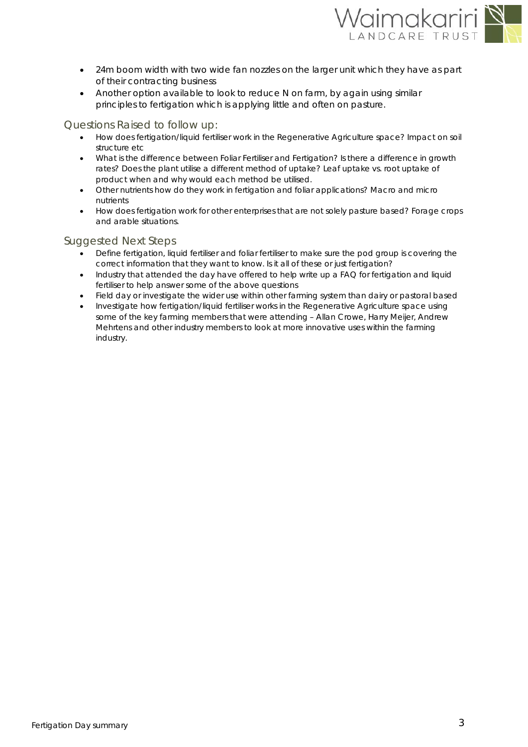- 24m boom width with two wide fan nozzles on the larger unit which they have as part of their contracting business
- Another option available to look to reduce N on farm, by again using similar principles to fertigation which is applying little and often on pasture.

## Questions Raised to follow up:

- How does fertigation/liquid fertiliser work in the Regenerative Agriculture space? Impact on soil structure etc
- What is the difference between Foliar Fertiliser and Fertigation? Is there a difference in growth rates? Does the plant utilise a different method of uptake? Leaf uptake vs. root uptake of product when and why would each method be utilised.
- Other nutrients how do they work in fertigation and foliar applications? Macro and micro nutrients
- How does fertigation work for other enterprises that are not solely pasture based? Forage crops and arable situations.

## Suggested Next Steps

- Define fertigation, liquid fertiliser and foliar fertiliser to make sure the pod group is covering the correct information that they want to know. Is it all of these or just fertigation?
- Industry that attended the day have offered to help write up a FAQ for fertigation and liquid fertiliser to help answer some of the above questions
- Field day or investigate the wider use within other farming system than dairy or pastoral based
- Investigate how fertigation/liquid fertiliser works in the Regenerative Agriculture space using some of the key farming members that were attending – Allan Crowe, Harry Meijer, Andrew Mehrtens and other industry members to look at more innovative uses within the farming industry.